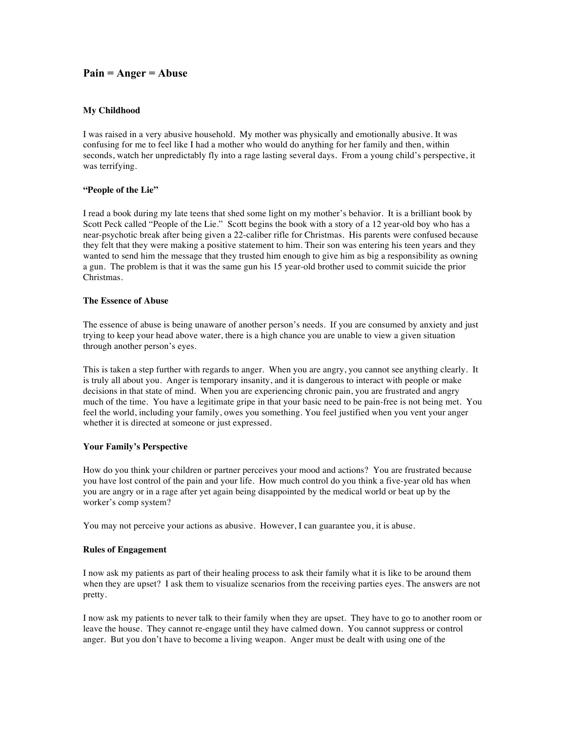## Pain = Anger = Abuse

### My Childhood

I was raised in a very abusive household. My mother was physically and emotionally abusive. It was confusing for me to feel like I had a mother who would do anything for her family and then, within seconds, watch her unpredictably fly into a rage lasting several days. From a young child's perspective, it was terrifying.

### "People of the Lie"

I read a book during my late teens that shed some light on my mother's behavior. It is a brilliant book by Scott Peck called "People of the Lie." Scott begins the book with a story of a 12 year-old boy who has a near-psychotic break after being given a 22-caliber rifle for Christmas. His parents were confused because they felt that they were making a positive statement to him. Their son was entering his teen years and they wanted to send him the message that they trusted him enough to give him as big a responsibility as owning a gun. The problem is that it was the same gun his 15 year-old brother used to commit suicide the prior Christmas.

### The Essence of Abuse

The essence of abuse is being unaware of another person's needs. If you are consumed by anxiety and just trying to keep your head above water, there is a high chance you are unable to view a given situation through another person's eyes.

This is taken a step further with regards to anger. When you are angry, you cannot see anything clearly. It is truly all about you. Anger is temporary insanity, and it is dangerous to interact with people or make decisions in that state of mind. When you are experiencing chronic pain, you are frustrated and angry much of the time. You have a legitimate gripe in that your basic need to be pain-free is not being met. You feel the world, including your family, owes you something. You feel justified when you vent your anger whether it is directed at someone or just expressed.

### Your Family's Perspective

How do you think your children or partner perceives your mood and actions? You are frustrated because you have lost control of the pain and your life. How much control do you think a five-year old has when you are angry or in a rage after yet again being disappointed by the medical world or beat up by the worker's comp system?

You may not perceive your actions as abusive. However, I can guarantee you, it is abuse.

### Rules of Engagement

I now ask my patients as part of their healing process to ask their family what it is like to be around them when they are upset? I ask them to visualize scenarios from the receiving parties eyes. The answers are not pretty.

I now ask my patients to never talk to their family when they are upset. They have to go to another room or leave the house. They cannot re-engage until they have calmed down. You cannot suppress or control anger. But you don't have to become a living weapon. Anger must be dealt with using one of the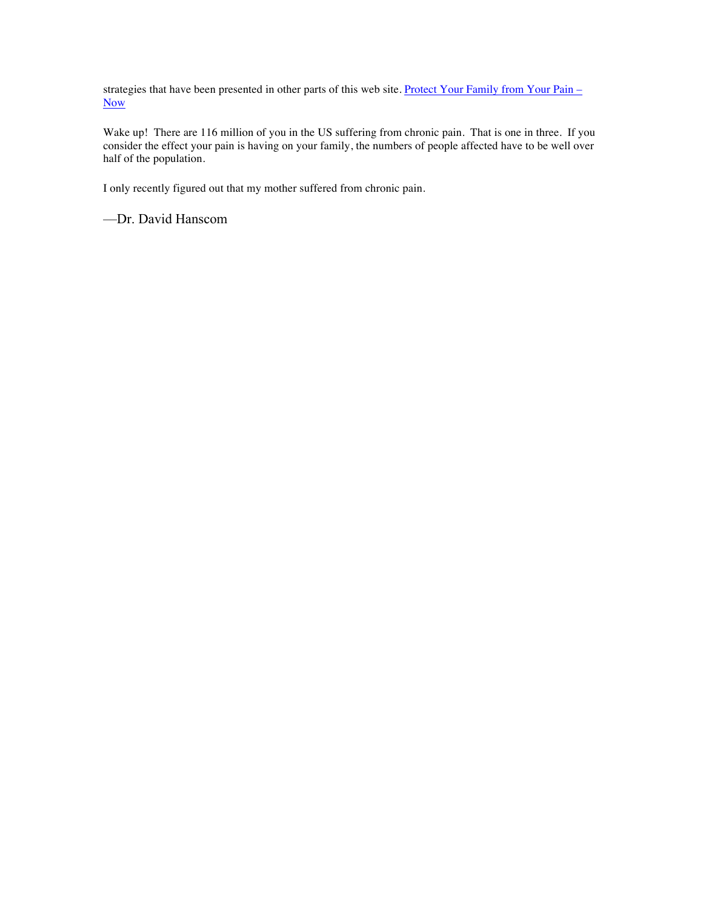strategies that have been presented in other parts of this web site. Protect Your Family from Your Pain – Now

Wake up! There are 116 million of you in the US suffering from chronic pain. That is one in three. If you consider the effect your pain is having on your family, the numbers of people affected have to be well over half of the population.

I only recently figured out that my mother suffered from chronic pain.

—Dr. David Hanscom